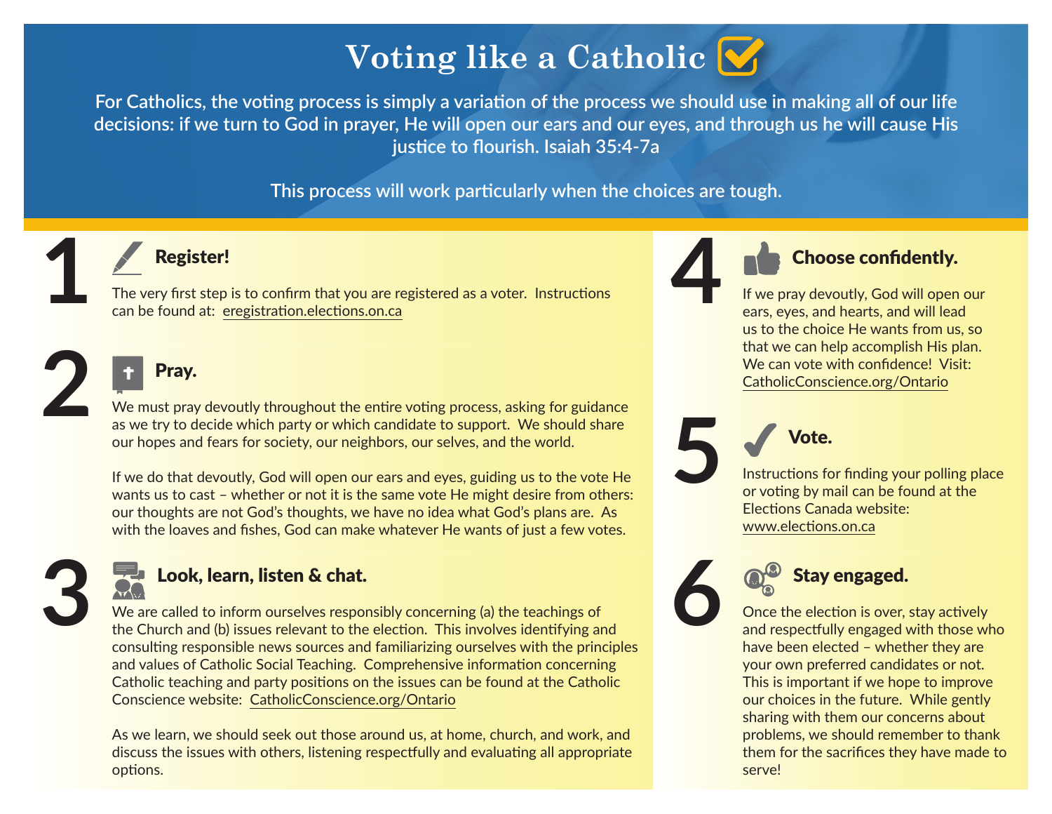# Voting like a Catholic

For Catholics, the voting process is simply a variation of the process we should use in making all of our life decisions: if we turn to God in prayer, He will open our ears and our eyes, and through us he will cause His justice to flourish. Isaiah 35:4-7a

This process will work particularly when the choices are tough.

## 1 Register!

The very first step is to confirm that you are registered as a voter. Instructions can be found at: eregistration.elections.on.ca

## 2 Pray.

We must pray devoutly throughout the entire voting process, asking for guidance as we try to decide which party or which candidate to support. We should share our hopes and fears for society, our neighbors, our selves, and the world.

If we do that devoutly, God will open our ears and eyes, guiding us to the vote He wants us to cast – whether or not it is the same vote He might desire from others: our thoughts are not God's thoughts, we have no idea what God's plans are. As with the loaves and fishes, God can make whatever He wants of just a few votes.

## 3 Look, learn, listen & chat.

We are called to inform ourselves responsibly concerning (a) the teachings of the Church and (b) issues relevant to the election. This involves identifying and consulting responsible news sources and familiarizing ourselves with the principles and values of Catholic Social Teaching. Comprehensive information concerning Catholic teaching and party positions on the issues can be found at the Catholic Conscience website: CatholicConscience.org/Ontario

As we learn, we should seek out those around us, at home, church, and work, and discuss the issues with others, listening respectfully and evaluating all appropriate options.

## 4 Choose confidently.

If we pray devoutly, God will open our ears, eyes, and hearts, and will lead us to the choice He wants from us, so that we can help accomplish His plan. We can vote with confidence! Visit: CatholicConscience.org/Ontario

## 5 Vote.

Instructions for finding your polling place or voting by mail can be found at the Elections Canada website: www.elections.on.ca

## 6 Stay engaged.

Once the election is over, stay actively and respectfully engaged with those who have been elected – whether they are your own preferred candidates or not. This is important if we hope to improve our choices in the future. While gently sharing with them our concerns about problems, we should remember to thank them for the sacrifices they have made to serve!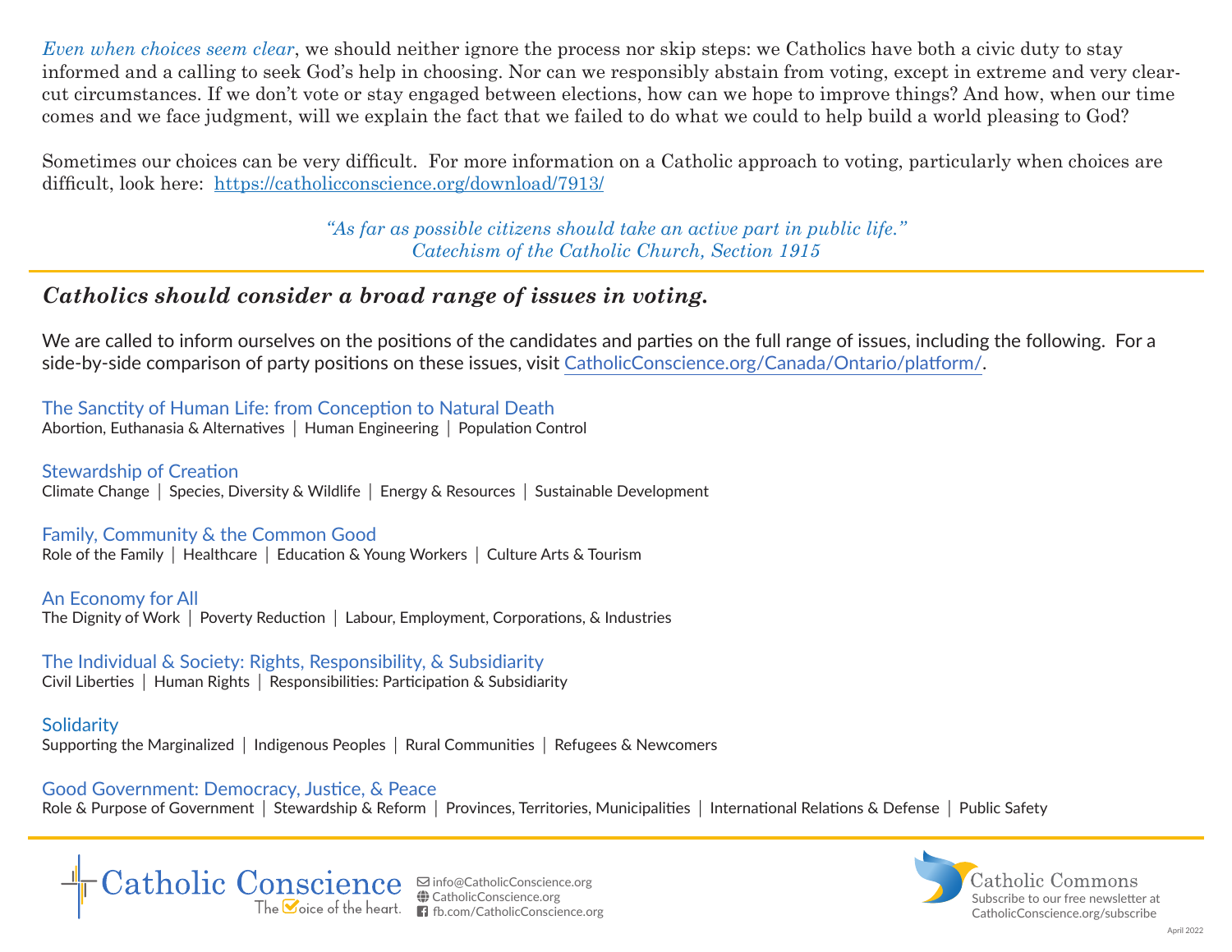*Even when choices seem clear*, we should neither ignore the process nor skip steps: we Catholics have both a civic duty to stay informed and a calling to seek God's help in choosing. Nor can we responsibly abstain from voting, except in extreme and very clear-cut circumstances. If we don't vote or stay engaged between elections, how can we hope to improve things? And how, when our time comes and we face judgment, will we explain the fact that we failed to do what we could to help build a world pleasing to God?

Sometimes our choices can be very difficult. For more information on a Catholic approach to voting, particularly when choices are difficult, look here: https://catholicconscience.org/download/7913/

*"As far as possible citizens should take an active part in public life."*
*Catechism of the Catholic Church, Section 1915*

## *Catholics should consider a broad range of issues in voting.*

We are called to inform ourselves on the positions of the candidates and parties on the full range of issues, including the following. For a side-by-side comparison of party positions on these issues, visit CatholicConscience.org/Canada/Ontario/platform/.

### The Sanctity of Human Life: from Conception to Natural Death
Abortion, Euthanasia & Alternatives | Human Engineering | Population Control

### Stewardship of Creation
Climate Change | Species, Diversity & Wildlife | Energy & Resources | Sustainable Development

### Family, Community & the Common Good
Role of the Family | Healthcare | Education & Young Workers | Culture Arts & Tourism

### An Economy for All
The Dignity of Work | Poverty Reduction | Labour, Employment, Corporations, & Industries

### The Individual & Society: Rights, Responsibility, & Subsidiarity
Civil Liberties | Human Rights | Responsibilities: Participation & Subsidiarity

### Solidarity
Supporting the Marginalized | Indigenous Peoples | Rural Communities | Refugees & Newcomers

### Good Government: Democracy, Justice, & Peace
Role & Purpose of Government | Stewardship & Reform | Provinces, Territories, Municipalities | International Relations & Defense | Public Safety

Catholic Conscience
The Voice of the heart.

info@CatholicConscience.org
CatholicConscience.org
fb.com/CatholicConscience.org

Catholic Commons
Subscribe to our free newsletter at CatholicConscience.org/subscribe

April 2022